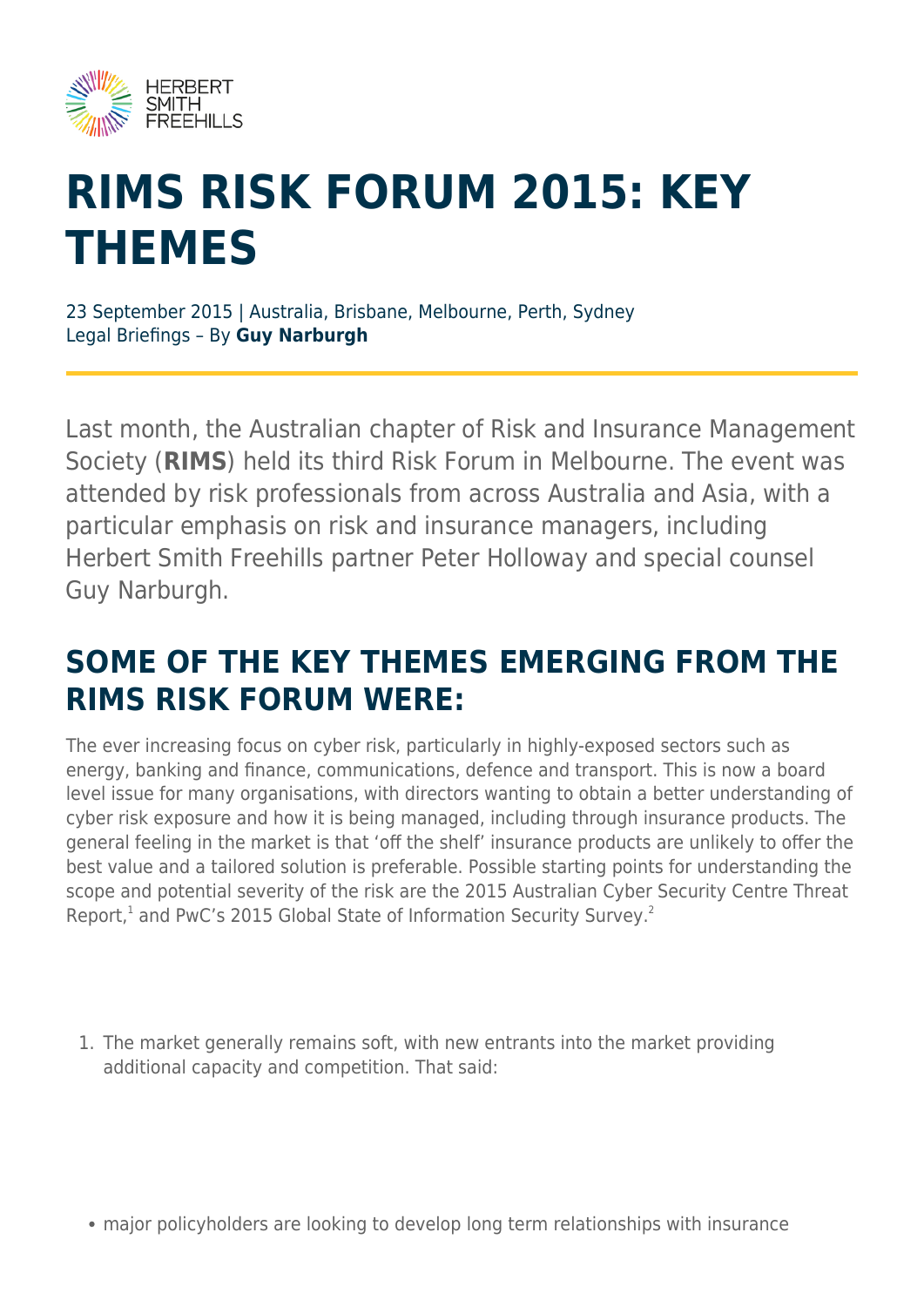# RIMS RISK FORUM 2015: KEY THEMES

23 September 2015 | Australia, Brisbane, Melbourne, Perth, Sydney
Legal Briefings – By **Guy Narburgh**

Last month, the Australian chapter of Risk and Insurance Management Society (**RIMS**) held its third Risk Forum in Melbourne. The event was attended by risk professionals from across Australia and Asia, with a particular emphasis on risk and insurance managers, including Herbert Smith Freehills partner Peter Holloway and special counsel Guy Narburgh.

## SOME OF THE KEY THEMES EMERGING FROM THE RIMS RISK FORUM WERE:

The ever increasing focus on cyber risk, particularly in highly-exposed sectors such as energy, banking and finance, communications, defence and transport. This is now a board level issue for many organisations, with directors wanting to obtain a better understanding of cyber risk exposure and how it is being managed, including through insurance products. The general feeling in the market is that 'off the shelf' insurance products are unlikely to offer the best value and a tailored solution is preferable. Possible starting points for understanding the scope and potential severity of the risk are the 2015 Australian Cyber Security Centre Threat Report,[1] and PwC's 2015 Global State of Information Security Survey.[2]

1. The market generally remains soft, with new entrants into the market providing additional capacity and competition. That said:

- major policyholders are looking to develop long term relationships with insurance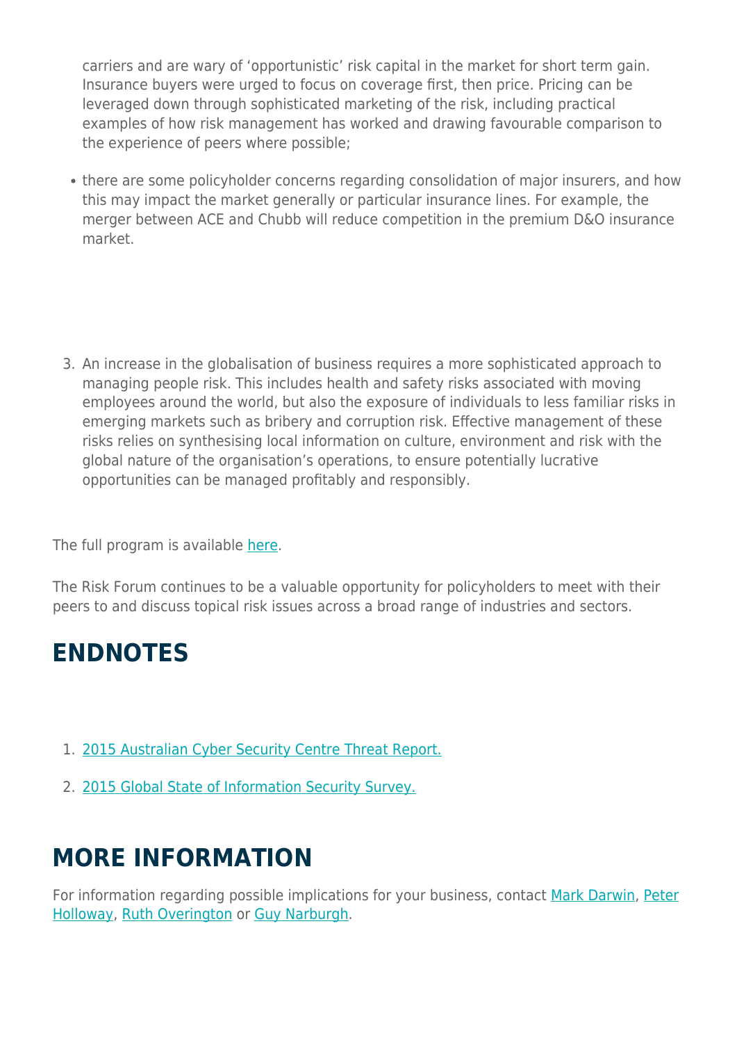carriers and are wary of 'opportunistic' risk capital in the market for short term gain. Insurance buyers were urged to focus on coverage first, then price. Pricing can be leveraged down through sophisticated marketing of the risk, including practical examples of how risk management has worked and drawing favourable comparison to the experience of peers where possible;

- there are some policyholder concerns regarding consolidation of major insurers, and how this may impact the market generally or particular insurance lines. For example, the merger between ACE and Chubb will reduce competition in the premium D&O insurance market.

3. An increase in the globalisation of business requires a more sophisticated approach to managing people risk. This includes health and safety risks associated with moving employees around the world, but also the exposure of individuals to less familiar risks in emerging markets such as bribery and corruption risk. Effective management of these risks relies on synthesising local information on culture, environment and risk with the global nature of the organisation's operations, to ensure potentially lucrative opportunities can be managed profitably and responsibly.

The full program is available here.

The Risk Forum continues to be a valuable opportunity for policyholders to meet with their peers to and discuss topical risk issues across a broad range of industries and sectors.

## ENDNOTES

1. 2015 Australian Cyber Security Centre Threat Report.
2. 2015 Global State of Information Security Survey.

## MORE INFORMATION

For information regarding possible implications for your business, contact Mark Darwin, Peter Holloway, Ruth Overington or Guy Narburgh.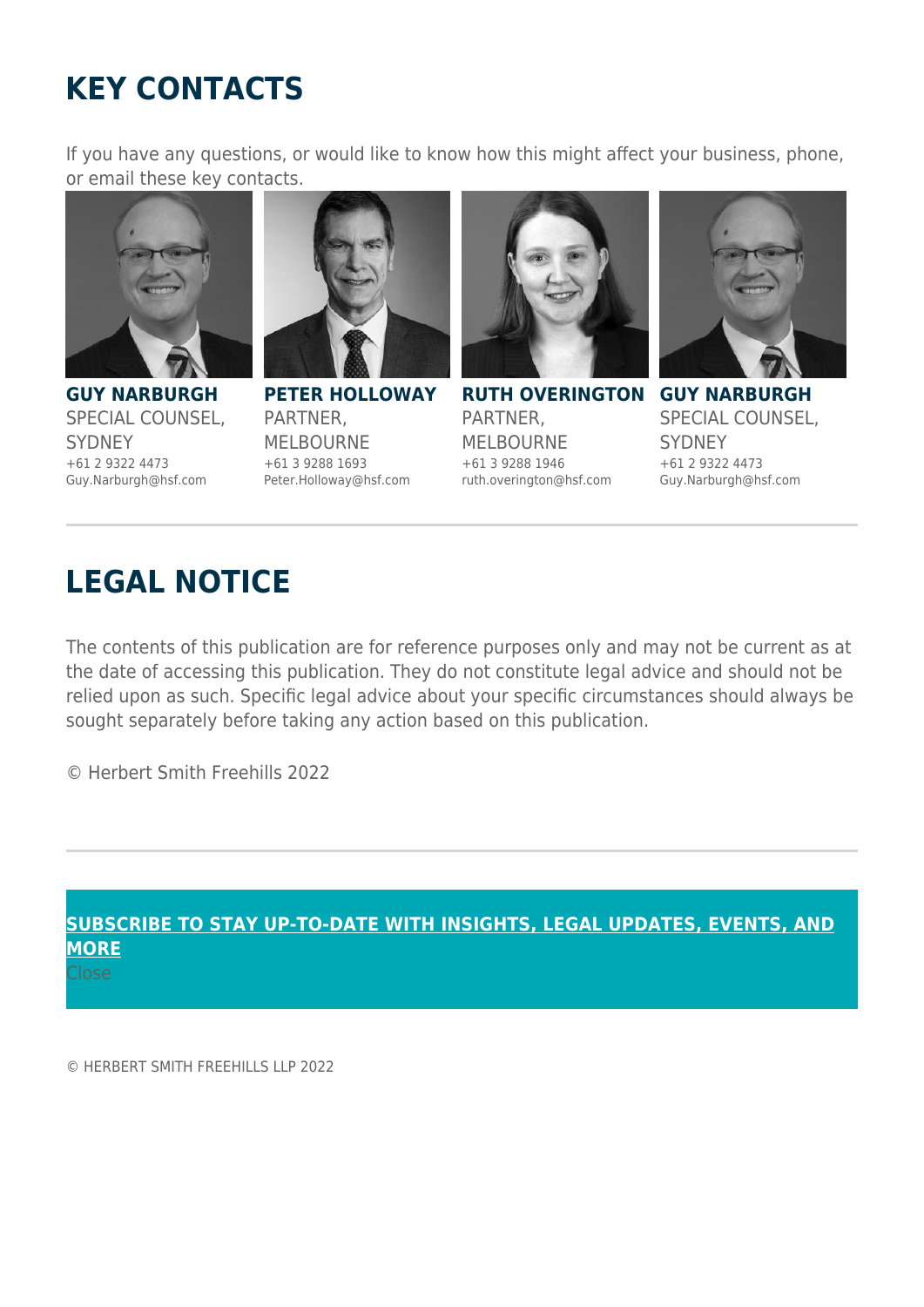# KEY CONTACTS

If you have any questions, or would like to know how this might affect your business, phone, or email these key contacts.

**GUY NARBURGH**
SPECIAL COUNSEL, SYDNEY
+61 2 9322 4473
Guy.Narburgh@hsf.com

**PETER HOLLOWAY**
PARTNER, MELBOURNE
+61 3 9288 1693
Peter.Holloway@hsf.com

**RUTH OVERINGTON**
PARTNER, MELBOURNE
+61 3 9288 1946
ruth.overington@hsf.com

**GUY NARBURGH**
SPECIAL COUNSEL, SYDNEY
+61 2 9322 4473
Guy.Narburgh@hsf.com

# LEGAL NOTICE

The contents of this publication are for reference purposes only and may not be current as at the date of accessing this publication. They do not constitute legal advice and should not be relied upon as such. Specific legal advice about your specific circumstances should always be sought separately before taking any action based on this publication.

© Herbert Smith Freehills 2022

**SUBSCRIBE TO STAY UP-TO-DATE WITH INSIGHTS, LEGAL UPDATES, EVENTS, AND MORE**

Close

© HERBERT SMITH FREEHILLS LLP 2022